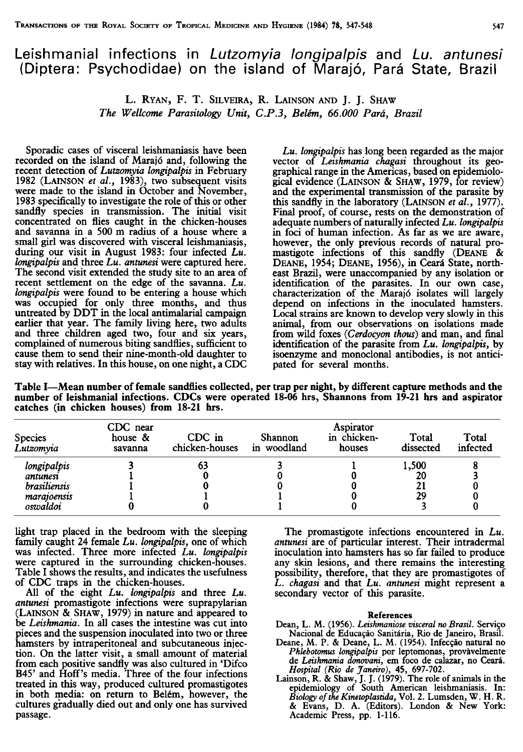# Leishmanial infections in *Lutzomyia longipalpis* and *Lu. antunesi* (Diptera: Psychodidae) on the island of Marajó, Pará State, Brazil

L. RYAN, F. T. SILVEIRA, R. LAINSON AND J. J. SHAW
*The Wellcome Parasitology Unit, C.P.3, Belém, 66.000 Pará, Brazil*

Sporadic cases of visceral leishmaniasis have been recorded on the island of Marajó and, following the recent detection of *Lutzomyia longipalpis* in February 1982 (LAINSON *et al.*, 1983), two subsequent visits were made to the island in October and November, 1983 specifically to investigate the role of this or other sandfly species in transmission. The initial visit concentrated on flies caught in the chicken-houses and savanna in a 500 m radius of a house where a small girl was discovered with visceral leishmaniasis, during our visit in August 1983: four infected *Lu. longipalpis* and three *Lu. antunesi* were captured here. The second visit extended the study site to an area of recent settlement on the edge of the savanna. *Lu. longipalpis* were found to be entering a house which was occupied for only three months, and thus untreated by DDT in the local antimalarial campaign earlier that year. The family living here, two adults and three children aged two, four and six years, complained of numerous biting sandflies, sufficient to cause them to send their nine-month-old daughter to stay with relatives. In this house, on one night, a CDC light trap placed in the bedroom with the sleeping family caught 24 female *Lu. longipalpis*, one of which was infected. Three more infected *Lu. longipalpis* were captured in the surrounding chicken-houses. Table I shows the results, and indicates the usefulness of CDC traps in the chicken-houses.

All of the eight *Lu. longipalpis* and three *Lu. antunesi* promastigote infections were suprapylarian (LAINSON & SHAW, 1979) in nature and appeared to be *Leishmania*. In all cases the intestine was cut into pieces and the suspension inoculated into two or three hamsters by intraperitoneal and subcutaneous injection. On the latter visit, a small amount of material from each positive sandfly was also cultured in 'Difco B45' and Hoff's media. Three of the four infections treated in this way, produced cultured promastigotes in both media: on return to Belém, however, the cultures gradually died out and only one has survived passage.

*Lu. longipalpis* has long been regarded as the major vector of *Leishmania chagasi* throughout its geographical range in the Americas, based on epidemiological evidence (LAINSON & SHAW, 1979, for review) and the experimental transmission of the parasite by this sandfly in the laboratory (LAINSON *et al.*, 1977). Final proof, of course, rests on the demonstration of adequate numbers of naturally infected *Lu. longipalpis* in foci of human infection. As far as we are aware, however, the only previous records of natural promastigote infections of this sandfly (DEANE & DEANE, 1954; DEANE, 1956), in Ceará State, north-east Brazil, were unaccompanied by any isolation or identification of the parasites. In our own case, characterization of the Marajó isolates will largely depend on infections in the inoculated hamsters. Local strains are known to develop very slowly in this animal, from our observations on isolations made from wild foxes (*Cerdocyon thous*) and man, and final identification of the parasite from *Lu. longipalpis*, by isoenzyme and monoclonal antibodies, is not anticipated for several months.

**Table I—Mean number of female sandflies collected, per trap per night, by different capture methods and the number of leishmanial infections. CDCs were operated 18-06 hrs, Shannons from 19-21 hrs and aspirator catches (in chicken houses) from 18-21 hrs.**

| Species *Lutzomyia* | CDC near house & savanna | CDC in chicken-houses | Shannon in woodland | Aspirator in chicken-houses | Total dissected | Total infected |
|---|---|---|---|---|---|---|
| *longipalpis* | 3 | 63 | 3 | 1 | 1,500 | 8 |
| *antunesi* | 1 | 0 | 0 | 0 | 20 | 3 |
| *brasiliensis* | 1 | 0 | 0 | 0 | 21 | 0 |
| *marajoensis* | 1 | 1 | 1 | 0 | 29 | 0 |
| *oswaldoi* | 0 | 0 | 1 | 0 | 3 | 0 |

The promastigote infections encountered in *Lu. antunesi* are of particular interest. Their intradermal inoculation into hamsters has so far failed to produce any skin lesions, and there remains the interesting possibility, therefore, that they are promastigotes of *L. chagasi* and that *Lu. antunesi* might represent a secondary vector of this parasite.

## References

Dean, L. M. (1956). *Leishmaniose visceral no Brasil*. Serviço Nacional de Educação Sanitária, Rio de Janeiro, Brasil.

Deane, M. P. & Deane, L. M. (1954). Infecção natural no *Phlebotomus longipalpis* por leptomonas, provàvelmente de *Leishmania donovani*, em foco de calazar, no Ceará. *Hospital (Rio de Janeiro)*, 45, 697-702.

Lainson, R. & Shaw, J. J. (1979). The role of animals in the epidemiology of South American leishmaniasis. In: *Biology of the Kinetoplastida*, Vol. 2. Lumsden, W. H. R. & Evans, D. A. (Editors). London & New York: Academic Press, pp. 1-116.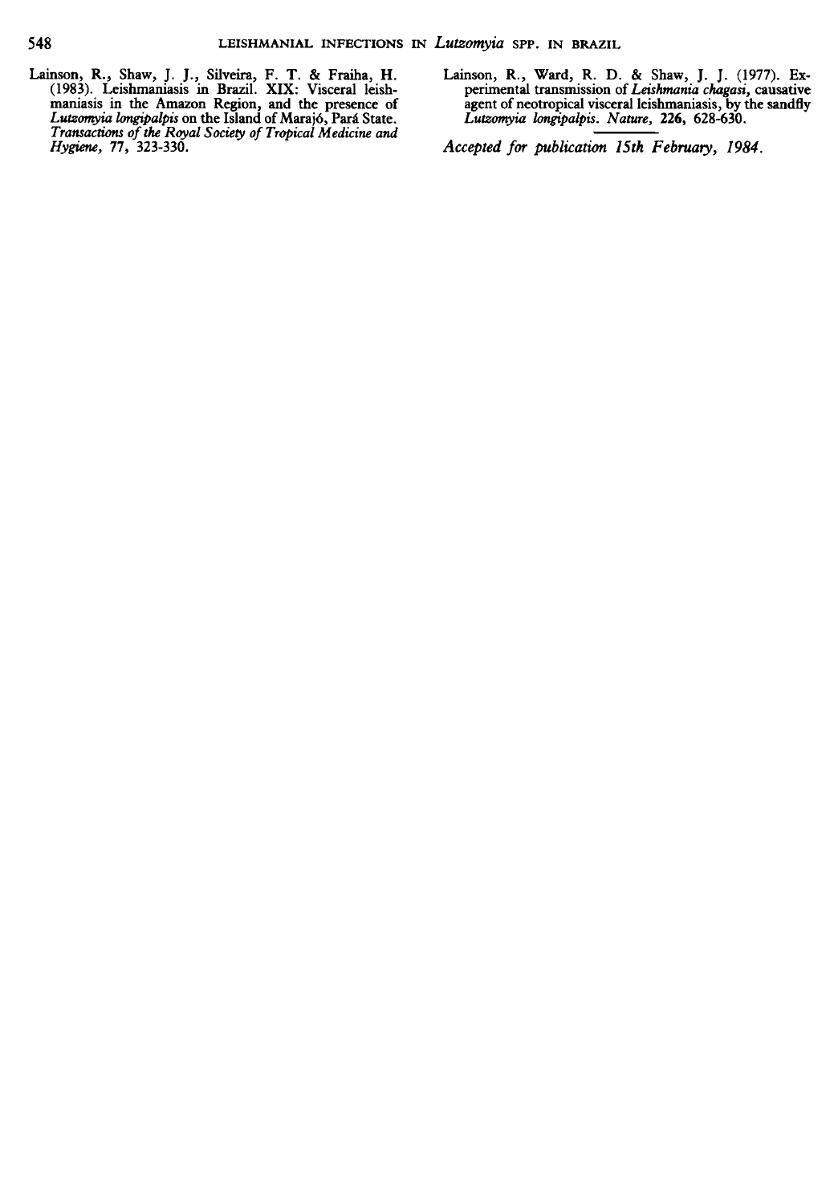Lainson, R., Shaw, J. J., Silveira, F. T. & Fraiha, H. (1983). Leishmaniasis in Brazil. XIX: Visceral leishmaniasis in the Amazon Region, and the presence of *Lutzomyia longipalpis* on the Island of Marajó, Pará State. *Transactions of the Royal Society of Tropical Medicine and Hygiene*, 77, 323-330.

Lainson, R., Ward, R. D. & Shaw, J. J. (1977). Experimental transmission of *Leishmania chagasi*, causative agent of neotropical visceral leishmaniasis, by the sandfly *Lutzomyia longipalpis*. *Nature*, **226**, 628-630.

---

*Accepted for publication 15th February, 1984.*